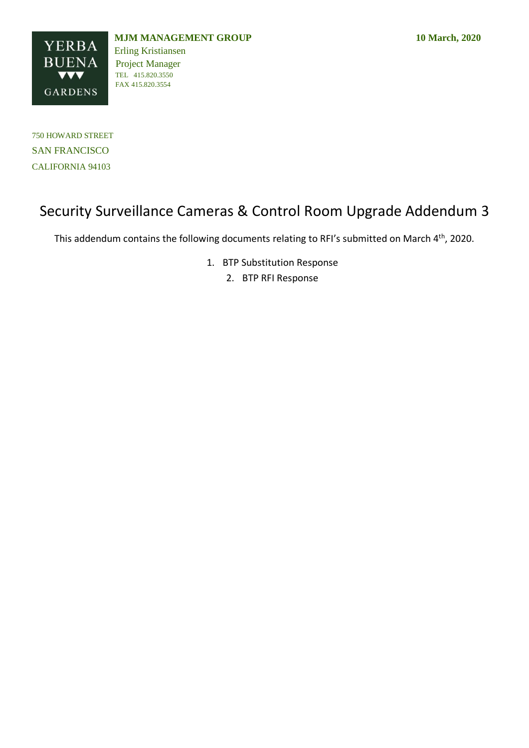YERBA BUENA GARDENS

**MJM MANAGEMENT GROUP**

Erling Kristiansen
Project Manager
TEL 415.820.3550
FAX 415.820.3554

**10 March, 2020**

750 HOWARD STREET
SAN FRANCISCO
CALIFORNIA 94103

# Security Surveillance Cameras & Control Room Upgrade Addendum 3

This addendum contains the following documents relating to RFI's submitted on March 4th, 2020.

1. BTP Substitution Response
2. BTP RFI Response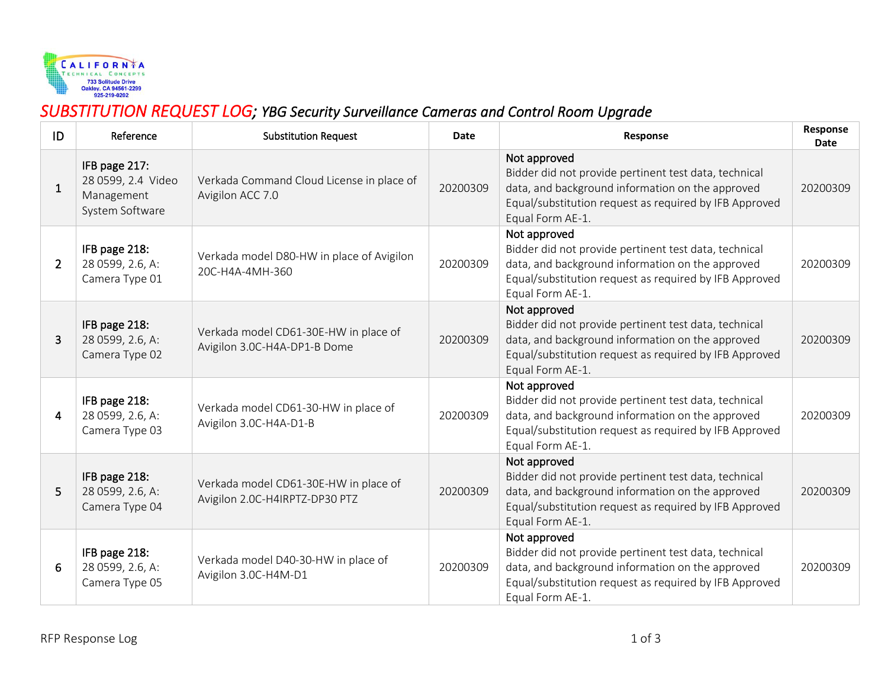CALIFORNIA TECHNICAL CONCEPTS
733 Solitude Drive
Oakley, CA 94561-2299
925-219-0202

# *SUBSTITUTION REQUEST LOG; YBG Security Surveillance Cameras and Control Room Upgrade*

| ID | Reference | Substitution Request | Date | Response | Response Date |
|---|---|---|---|---|---|
| 1 | IFB page 217: 28 0599, 2.4 Video Management System Software | Verkada Command Cloud License in place of Avigilon ACC 7.0 | 20200309 | Not approved<br>Bidder did not provide pertinent test data, technical data, and background information on the approved Equal/substitution request as required by IFB Approved Equal Form AE-1. | 20200309 |
| 2 | IFB page 218: 28 0599, 2.6, A: Camera Type 01 | Verkada model D80-HW in place of Avigilon 20C-H4A-4MH-360 | 20200309 | Not approved<br>Bidder did not provide pertinent test data, technical data, and background information on the approved Equal/substitution request as required by IFB Approved Equal Form AE-1. | 20200309 |
| 3 | IFB page 218: 28 0599, 2.6, A: Camera Type 02 | Verkada model CD61-30E-HW in place of Avigilon 3.0C-H4A-DP1-B Dome | 20200309 | Not approved<br>Bidder did not provide pertinent test data, technical data, and background information on the approved Equal/substitution request as required by IFB Approved Equal Form AE-1. | 20200309 |
| 4 | IFB page 218: 28 0599, 2.6, A: Camera Type 03 | Verkada model CD61-30-HW in place of Avigilon 3.0C-H4A-D1-B | 20200309 | Not approved<br>Bidder did not provide pertinent test data, technical data, and background information on the approved Equal/substitution request as required by IFB Approved Equal Form AE-1. | 20200309 |
| 5 | IFB page 218: 28 0599, 2.6, A: Camera Type 04 | Verkada model CD61-30E-HW in place of Avigilon 2.0C-H4IRPTZ-DP30 PTZ | 20200309 | Not approved<br>Bidder did not provide pertinent test data, technical data, and background information on the approved Equal/substitution request as required by IFB Approved Equal Form AE-1. | 20200309 |
| 6 | IFB page 218: 28 0599, 2.6, A: Camera Type 05 | Verkada model D40-30-HW in place of Avigilon 3.0C-H4M-D1 | 20200309 | Not approved<br>Bidder did not provide pertinent test data, technical data, and background information on the approved Equal/substitution request as required by IFB Approved Equal Form AE-1. | 20200309 |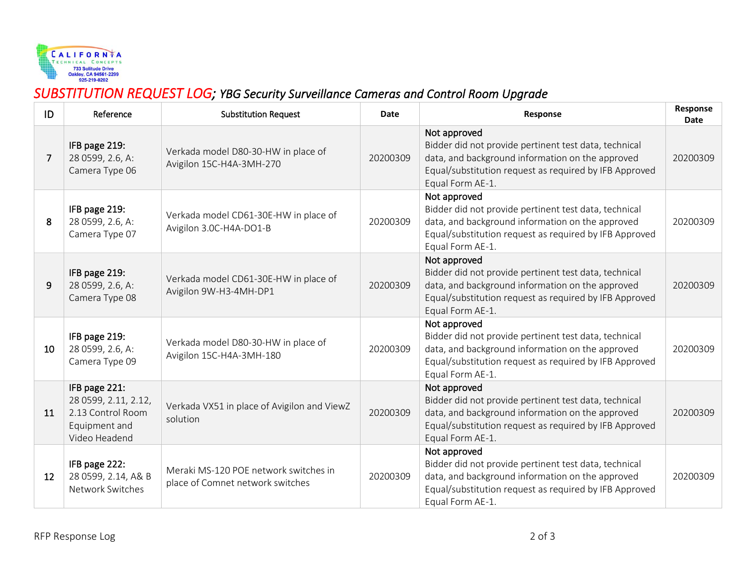CALIFORNIA Technical Concepts
733 Solitude Drive
Oakley, CA 94561-2299
925-219-0202

# *SUBSTITUTION REQUEST LOG; YBG Security Surveillance Cameras and Control Room Upgrade*

| ID | Reference | Substitution Request | Date | Response | Response Date |
|---|---|---|---|---|---|
| 7 | **IFB page 219:** 28 0599, 2.6, A: Camera Type 06 | Verkada model D80-30-HW in place of Avigilon 15C-H4A-3MH-270 | 20200309 | Not approved<br>Bidder did not provide pertinent test data, technical data, and background information on the approved Equal/substitution request as required by IFB Approved Equal Form AE-1. | 20200309 |
| 8 | **IFB page 219:** 28 0599, 2.6, A: Camera Type 07 | Verkada model CD61-30E-HW in place of Avigilon 3.0C-H4A-DO1-B | 20200309 | Not approved<br>Bidder did not provide pertinent test data, technical data, and background information on the approved Equal/substitution request as required by IFB Approved Equal Form AE-1. | 20200309 |
| 9 | **IFB page 219:** 28 0599, 2.6, A: Camera Type 08 | Verkada model CD61-30E-HW in place of Avigilon 9W-H3-4MH-DP1 | 20200309 | Not approved<br>Bidder did not provide pertinent test data, technical data, and background information on the approved Equal/substitution request as required by IFB Approved Equal Form AE-1. | 20200309 |
| 10 | **IFB page 219:** 28 0599, 2.6, A: Camera Type 09 | Verkada model D80-30-HW in place of Avigilon 15C-H4A-3MH-180 | 20200309 | Not approved<br>Bidder did not provide pertinent test data, technical data, and background information on the approved Equal/substitution request as required by IFB Approved Equal Form AE-1. | 20200309 |
| 11 | **IFB page 221:** 28 0599, 2.11, 2.12, 2.13 Control Room Equipment and Video Headend | Verkada VX51 in place of Avigilon and ViewZ solution | 20200309 | Not approved<br>Bidder did not provide pertinent test data, technical data, and background information on the approved Equal/substitution request as required by IFB Approved Equal Form AE-1. | 20200309 |
| 12 | **IFB page 222:** 28 0599, 2.14, A& B Network Switches | Meraki MS-120 POE network switches in place of Comnet network switches | 20200309 | Not approved<br>Bidder did not provide pertinent test data, technical data, and background information on the approved Equal/substitution request as required by IFB Approved Equal Form AE-1. | 20200309 |

RFP Response Log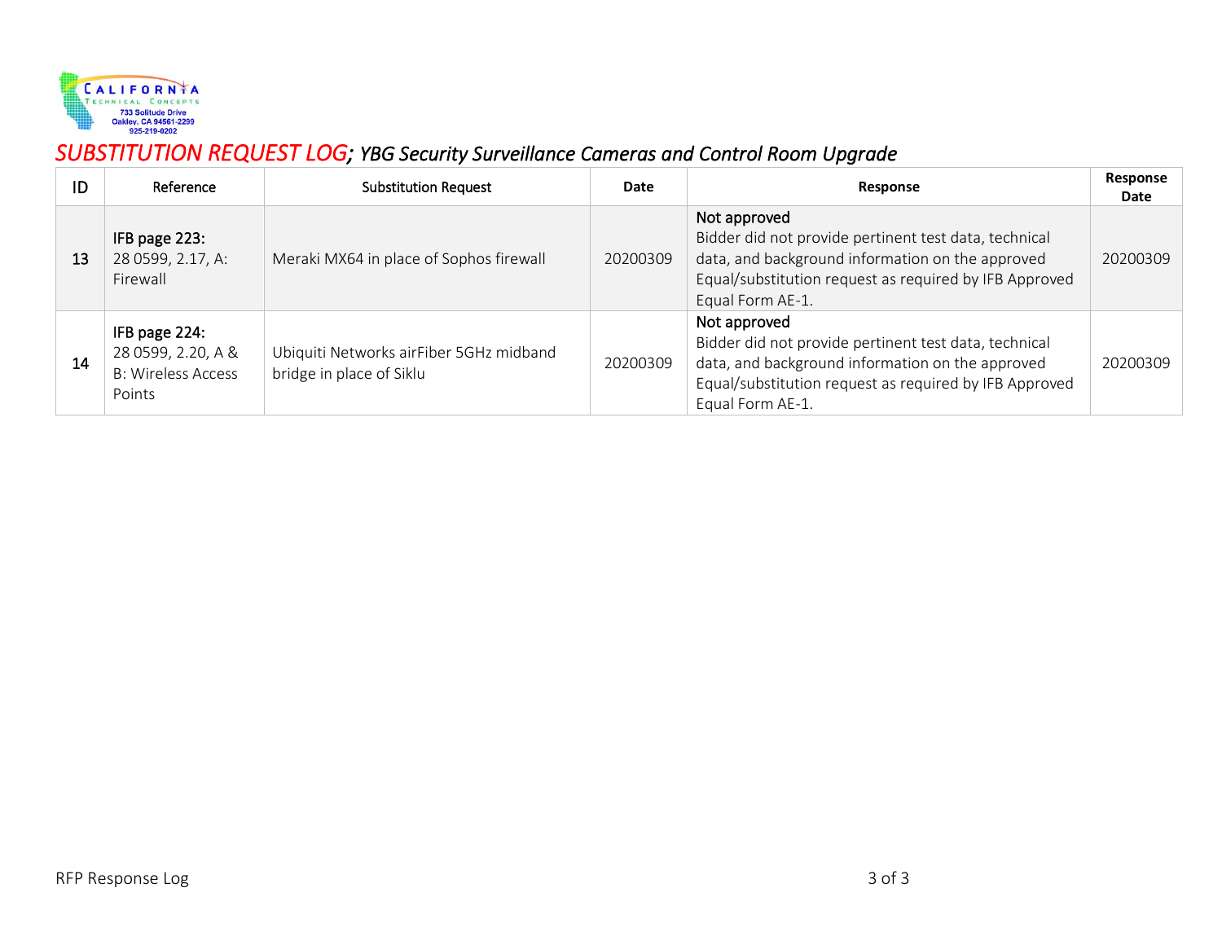California Technical Concepts
733 Solitude Drive
Oakley, CA 94561-2299
925-219-0202

# *SUBSTITUTION REQUEST LOG; YBG Security Surveillance Cameras and Control Room Upgrade*

| ID | Reference | Substitution Request | Date | Response | Response Date |
|---|---|---|---|---|---|
| 13 | **IFB page 223:** 28 0599, 2.17, A: Firewall | Meraki MX64 in place of Sophos firewall | 20200309 | Not approved<br>Bidder did not provide pertinent test data, technical data, and background information on the approved Equal/substitution request as required by IFB Approved Equal Form AE-1. | 20200309 |
| 14 | **IFB page 224:** 28 0599, 2.20, A & B: Wireless Access Points | Ubiquiti Networks airFiber 5GHz midband bridge in place of Siklu | 20200309 | Not approved<br>Bidder did not provide pertinent test data, technical data, and background information on the approved Equal/substitution request as required by IFB Approved Equal Form AE-1. | 20200309 |

RFP Response Log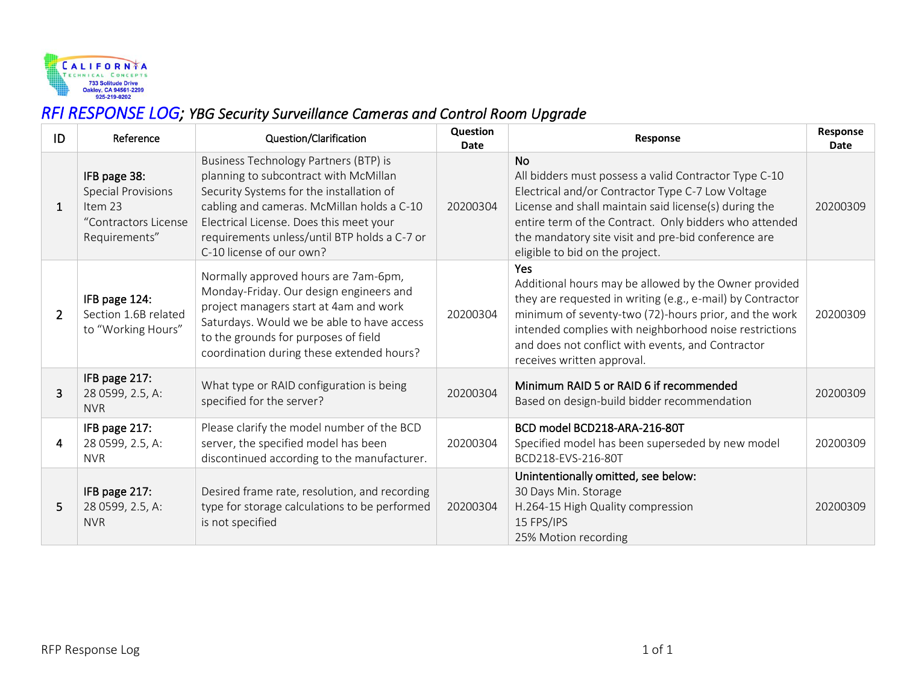CALIFORNIA
TECHNICAL CONCEPTS
733 Solitude Drive
Oakley, CA 94561-2299
925-219-0202

# *RFI RESPONSE LOG; YBG Security Surveillance Cameras and Control Room Upgrade*

| ID | Reference | Question/Clarification | Question Date | Response | Response Date |
|---|---|---|---|---|---|
| 1 | **IFB page 38:** Special Provisions Item 23 "Contractors License Requirements" | Business Technology Partners (BTP) is planning to subcontract with McMillan Security Systems for the installation of cabling and cameras. McMillan holds a C-10 Electrical License. Does this meet your requirements unless/until BTP holds a C-7 or C-10 license of our own? | 20200304 | **No** All bidders must possess a valid Contractor Type C-10 Electrical and/or Contractor Type C-7 Low Voltage License and shall maintain said license(s) during the entire term of the Contract. Only bidders who attended the mandatory site visit and pre-bid conference are eligible to bid on the project. | 20200309 |
| 2 | **IFB page 124:** Section 1.6B related to "Working Hours" | Normally approved hours are 7am-6pm, Monday-Friday. Our design engineers and project managers start at 4am and work Saturdays. Would we be able to have access to the grounds for purposes of field coordination during these extended hours? | 20200304 | **Yes** Additional hours may be allowed by the Owner provided they are requested in writing (e.g., e-mail) by Contractor minimum of seventy-two (72)-hours prior, and the work intended complies with neighborhood noise restrictions and does not conflict with events, and Contractor receives written approval. | 20200309 |
| 3 | **IFB page 217:** 28 0599, 2.5, A: NVR | What type or RAID configuration is being specified for the server? | 20200304 | **Minimum RAID 5 or RAID 6 if recommended** Based on design-build bidder recommendation | 20200309 |
| 4 | **IFB page 217:** 28 0599, 2.5, A: NVR | Please clarify the model number of the BCD server, the specified model has been discontinued according to the manufacturer. | 20200304 | **BCD model BCD218-ARA-216-80T** Specified model has been superseded by new model BCD218-EVS-216-80T | 20200309 |
| 5 | **IFB page 217:** 28 0599, 2.5, A: NVR | Desired frame rate, resolution, and recording type for storage calculations to be performed is not specified | 20200304 | **Unintentionally omitted, see below:** 30 Days Min. Storage H.264-15 High Quality compression 15 FPS/IPS 25% Motion recording | 20200309 |

RFP Response Log